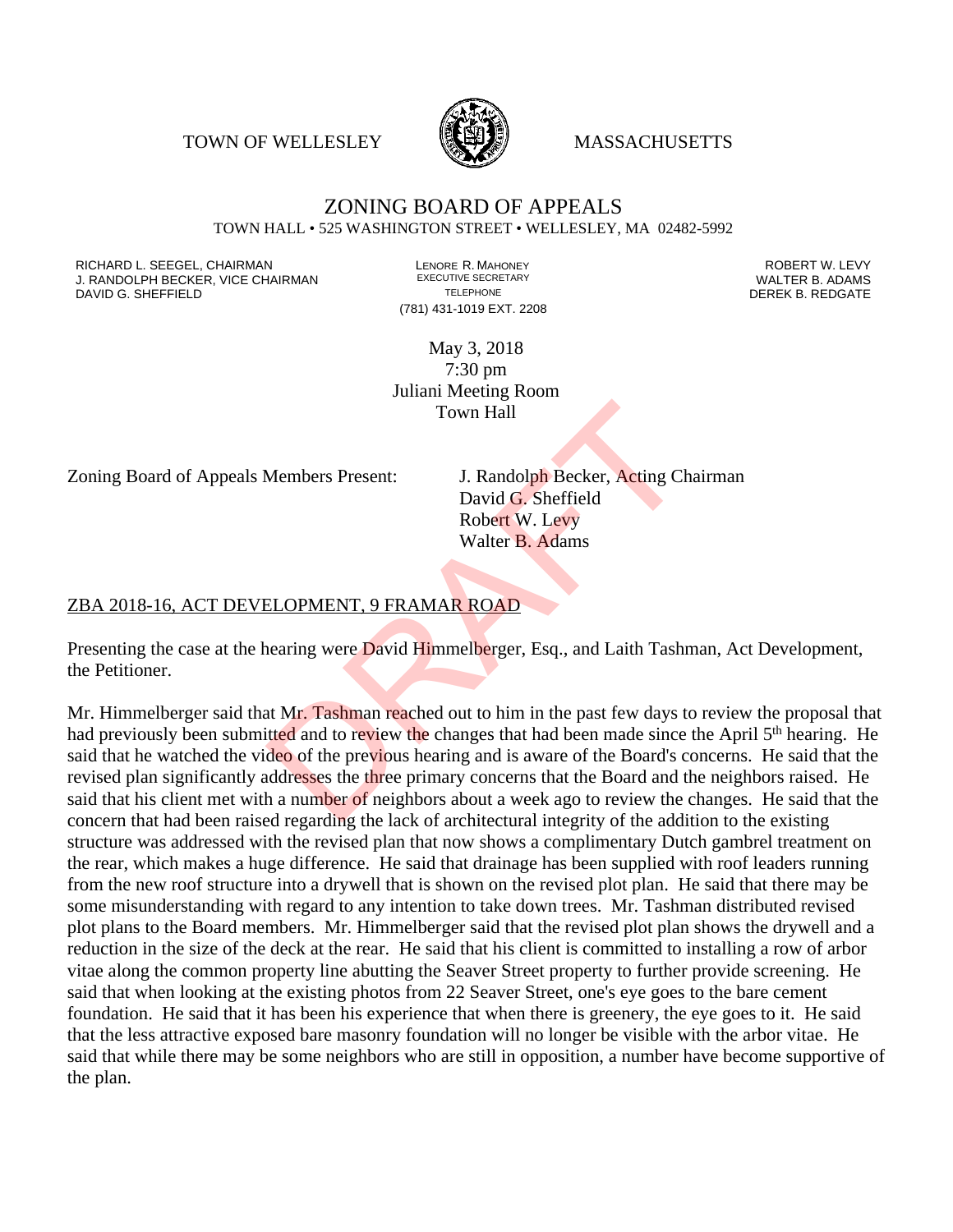TOWN OF WELLESLEY MASSACHUSETTS

# ZONING BOARD OF APPEALS

TOWN HALL • 525 WASHINGTON STREET • WELLESLEY, MA 02482-5992

RICHARD L. SEEGEL, CHAIRMAN
J. RANDOLPH BECKER, VICE CHAIRMAN
DAVID G. SHEFFIELD

LENORE R. MAHONEY
EXECUTIVE SECRETARY
TELEPHONE
(781) 431-1019 EXT. 2208

ROBERT W. LEVY
WALTER B. ADAMS
DEREK B. REDGATE

May 3, 2018
7:30 pm
Juliani Meeting Room
Town Hall

Zoning Board of Appeals Members Present: J. Randolph Becker, Acting Chairman
David G. Sheffield
Robert W. Levy
Walter B. Adams

ZBA 2018-16, ACT DEVELOPMENT, 9 FRAMAR ROAD

Presenting the case at the hearing were David Himmelberger, Esq., and Laith Tashman, Act Development, the Petitioner.

Mr. Himmelberger said that Mr. Tashman reached out to him in the past few days to review the proposal that had previously been submitted and to review the changes that had been made since the April 5th hearing. He said that he watched the video of the previous hearing and is aware of the Board's concerns. He said that the revised plan significantly addresses the three primary concerns that the Board and the neighbors raised. He said that his client met with a number of neighbors about a week ago to review the changes. He said that the concern that had been raised regarding the lack of architectural integrity of the addition to the existing structure was addressed with the revised plan that now shows a complimentary Dutch gambrel treatment on the rear, which makes a huge difference. He said that drainage has been supplied with roof leaders running from the new roof structure into a drywell that is shown on the revised plot plan. He said that there may be some misunderstanding with regard to any intention to take down trees. Mr. Tashman distributed revised plot plans to the Board members. Mr. Himmelberger said that the revised plot plan shows the drywell and a reduction in the size of the deck at the rear. He said that his client is committed to installing a row of arbor vitae along the common property line abutting the Seaver Street property to further provide screening. He said that when looking at the existing photos from 22 Seaver Street, one's eye goes to the bare cement foundation. He said that it has been his experience that when there is greenery, the eye goes to it. He said that the less attractive exposed bare masonry foundation will no longer be visible with the arbor vitae. He said that while there may be some neighbors who are still in opposition, a number have become supportive of the plan.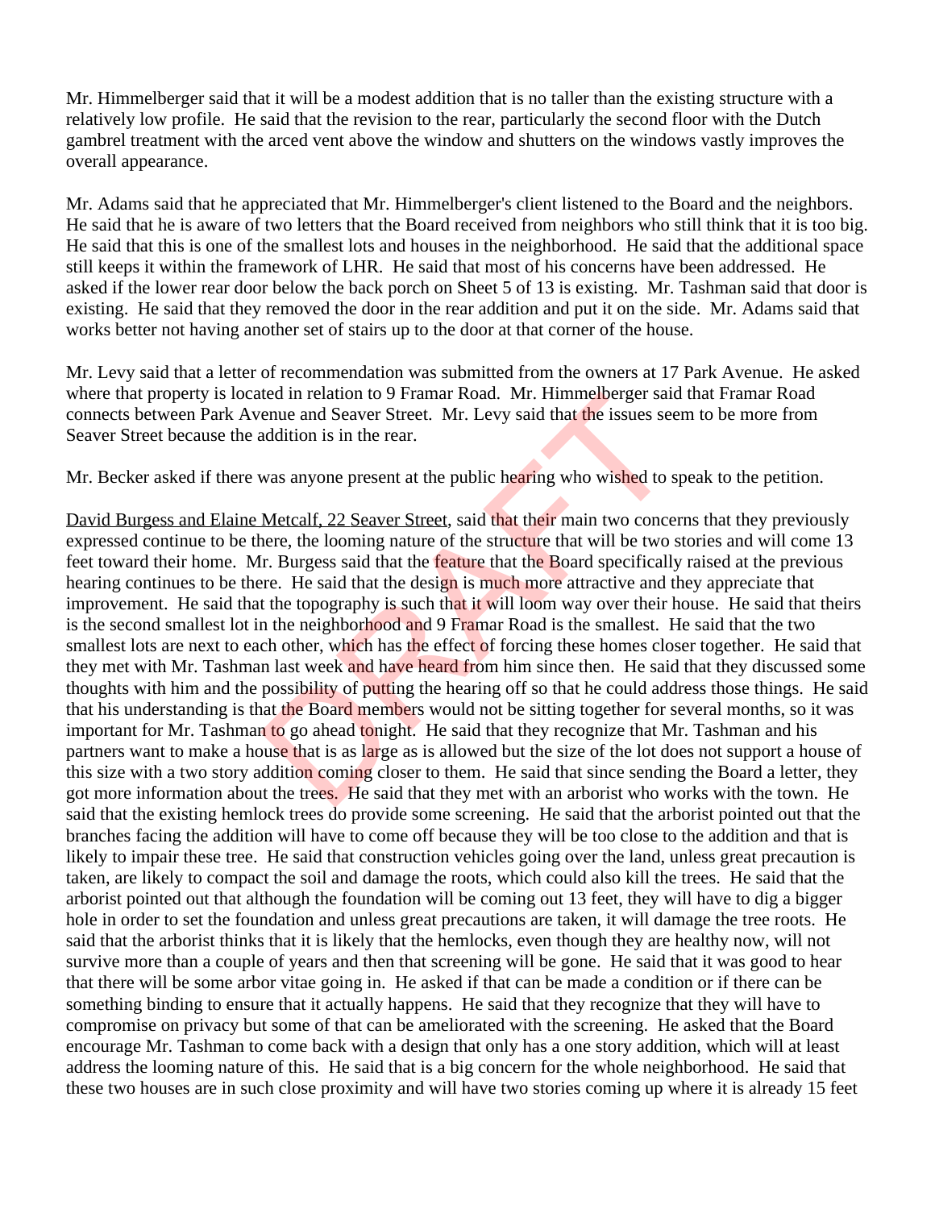Mr. Himmelberger said that it will be a modest addition that is no taller than the existing structure with a relatively low profile. He said that the revision to the rear, particularly the second floor with the Dutch gambrel treatment with the arced vent above the window and shutters on the windows vastly improves the overall appearance.

Mr. Adams said that he appreciated that Mr. Himmelberger's client listened to the Board and the neighbors. He said that he is aware of two letters that the Board received from neighbors who still think that it is too big. He said that this is one of the smallest lots and houses in the neighborhood. He said that the additional space still keeps it within the framework of LHR. He said that most of his concerns have been addressed. He asked if the lower rear door below the back porch on Sheet 5 of 13 is existing. Mr. Tashman said that door is existing. He said that they removed the door in the rear addition and put it on the side. Mr. Adams said that works better not having another set of stairs up to the door at that corner of the house.

Mr. Levy said that a letter of recommendation was submitted from the owners at 17 Park Avenue. He asked where that property is located in relation to 9 Framar Road. Mr. Himmelberger said that Framar Road connects between Park Avenue and Seaver Street. Mr. Levy said that the issues seem to be more from Seaver Street because the addition is in the rear.

Mr. Becker asked if there was anyone present at the public hearing who wished to speak to the petition.

David Burgess and Elaine Metcalf, 22 Seaver Street, said that their main two concerns that they previously expressed continue to be there, the looming nature of the structure that will be two stories and will come 13 feet toward their home. Mr. Burgess said that the feature that the Board specifically raised at the previous hearing continues to be there. He said that the design is much more attractive and they appreciate that improvement. He said that the topography is such that it will loom way over their house. He said that theirs is the second smallest lot in the neighborhood and 9 Framar Road is the smallest. He said that the two smallest lots are next to each other, which has the effect of forcing these homes closer together. He said that they met with Mr. Tashman last week and have heard from him since then. He said that they discussed some thoughts with him and the possibility of putting the hearing off so that he could address those things. He said that his understanding is that the Board members would not be sitting together for several months, so it was important for Mr. Tashman to go ahead tonight. He said that they recognize that Mr. Tashman and his partners want to make a house that is as large as is allowed but the size of the lot does not support a house of this size with a two story addition coming closer to them. He said that since sending the Board a letter, they got more information about the trees. He said that they met with an arborist who works with the town. He said that the existing hemlock trees do provide some screening. He said that the arborist pointed out that the branches facing the addition will have to come off because they will be too close to the addition and that is likely to impair these tree. He said that construction vehicles going over the land, unless great precaution is taken, are likely to compact the soil and damage the roots, which could also kill the trees. He said that the arborist pointed out that although the foundation will be coming out 13 feet, they will have to dig a bigger hole in order to set the foundation and unless great precautions are taken, it will damage the tree roots. He said that the arborist thinks that it is likely that the hemlocks, even though they are healthy now, will not survive more than a couple of years and then that screening will be gone. He said that it was good to hear that there will be some arbor vitae going in. He asked if that can be made a condition or if there can be something binding to ensure that it actually happens. He said that they recognize that they will have to compromise on privacy but some of that can be ameliorated with the screening. He asked that the Board encourage Mr. Tashman to come back with a design that only has a one story addition, which will at least address the looming nature of this. He said that is a big concern for the whole neighborhood. He said that these two houses are in such close proximity and will have two stories coming up where it is already 15 feet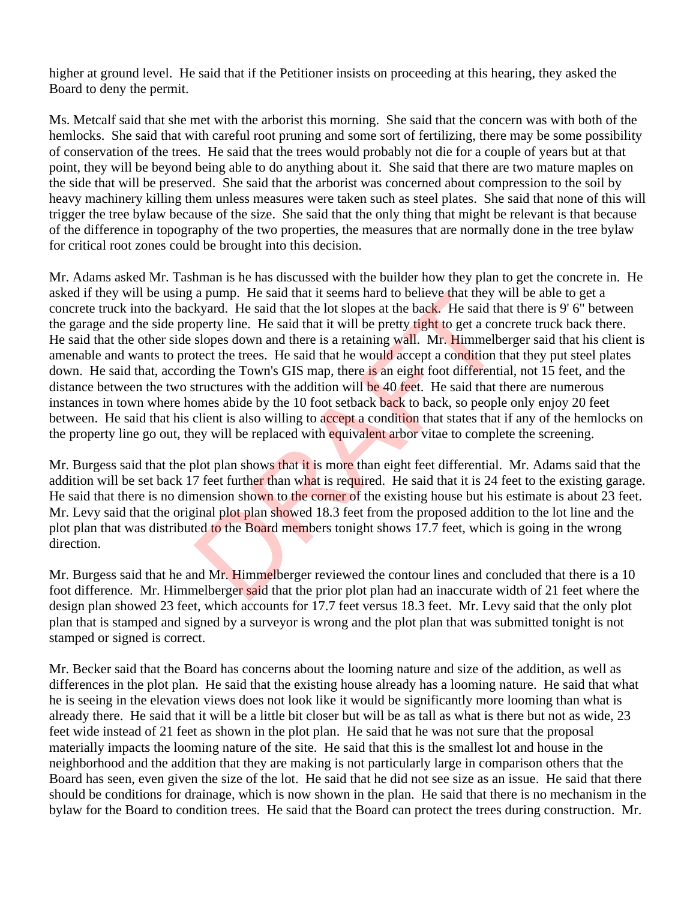higher at ground level. He said that if the Petitioner insists on proceeding at this hearing, they asked the Board to deny the permit.

Ms. Metcalf said that she met with the arborist this morning. She said that the concern was with both of the hemlocks. She said that with careful root pruning and some sort of fertilizing, there may be some possibility of conservation of the trees. He said that the trees would probably not die for a couple of years but at that point, they will be beyond being able to do anything about it. She said that there are two mature maples on the side that will be preserved. She said that the arborist was concerned about compression to the soil by heavy machinery killing them unless measures were taken such as steel plates. She said that none of this will trigger the tree bylaw because of the size. She said that the only thing that might be relevant is that because of the difference in topography of the two properties, the measures that are normally done in the tree bylaw for critical root zones could be brought into this decision.

Mr. Adams asked Mr. Tashman is he has discussed with the builder how they plan to get the concrete in. He asked if they will be using a pump. He said that it seems hard to believe that they will be able to get a concrete truck into the backyard. He said that the lot slopes at the back. He said that there is 9' 6" between the garage and the side property line. He said that it will be pretty tight to get a concrete truck back there. He said that the other side slopes down and there is a retaining wall. Mr. Himmelberger said that his client is amenable and wants to protect the trees. He said that he would accept a condition that they put steel plates down. He said that, according the Town's GIS map, there is an eight foot differential, not 15 feet, and the distance between the two structures with the addition will be 40 feet. He said that there are numerous instances in town where homes abide by the 10 foot setback back to back, so people only enjoy 20 feet between. He said that his client is also willing to accept a condition that states that if any of the hemlocks on the property line go out, they will be replaced with equivalent arbor vitae to complete the screening.

Mr. Burgess said that the plot plan shows that it is more than eight feet differential. Mr. Adams said that the addition will be set back 17 feet further than what is required. He said that it is 24 feet to the existing garage. He said that there is no dimension shown to the corner of the existing house but his estimate is about 23 feet. Mr. Levy said that the original plot plan showed 18.3 feet from the proposed addition to the lot line and the plot plan that was distributed to the Board members tonight shows 17.7 feet, which is going in the wrong direction.

Mr. Burgess said that he and Mr. Himmelberger reviewed the contour lines and concluded that there is a 10 foot difference. Mr. Himmelberger said that the prior plot plan had an inaccurate width of 21 feet where the design plan showed 23 feet, which accounts for 17.7 feet versus 18.3 feet. Mr. Levy said that the only plot plan that is stamped and signed by a surveyor is wrong and the plot plan that was submitted tonight is not stamped or signed is correct.

Mr. Becker said that the Board has concerns about the looming nature and size of the addition, as well as differences in the plot plan. He said that the existing house already has a looming nature. He said that what he is seeing in the elevation views does not look like it would be significantly more looming than what is already there. He said that it will be a little bit closer but will be as tall as what is there but not as wide, 23 feet wide instead of 21 feet as shown in the plot plan. He said that he was not sure that the proposal materially impacts the looming nature of the site. He said that this is the smallest lot and house in the neighborhood and the addition that they are making is not particularly large in comparison others that the Board has seen, even given the size of the lot. He said that he did not see size as an issue. He said that there should be conditions for drainage, which is now shown in the plan. He said that there is no mechanism in the bylaw for the Board to condition trees. He said that the Board can protect the trees during construction. Mr.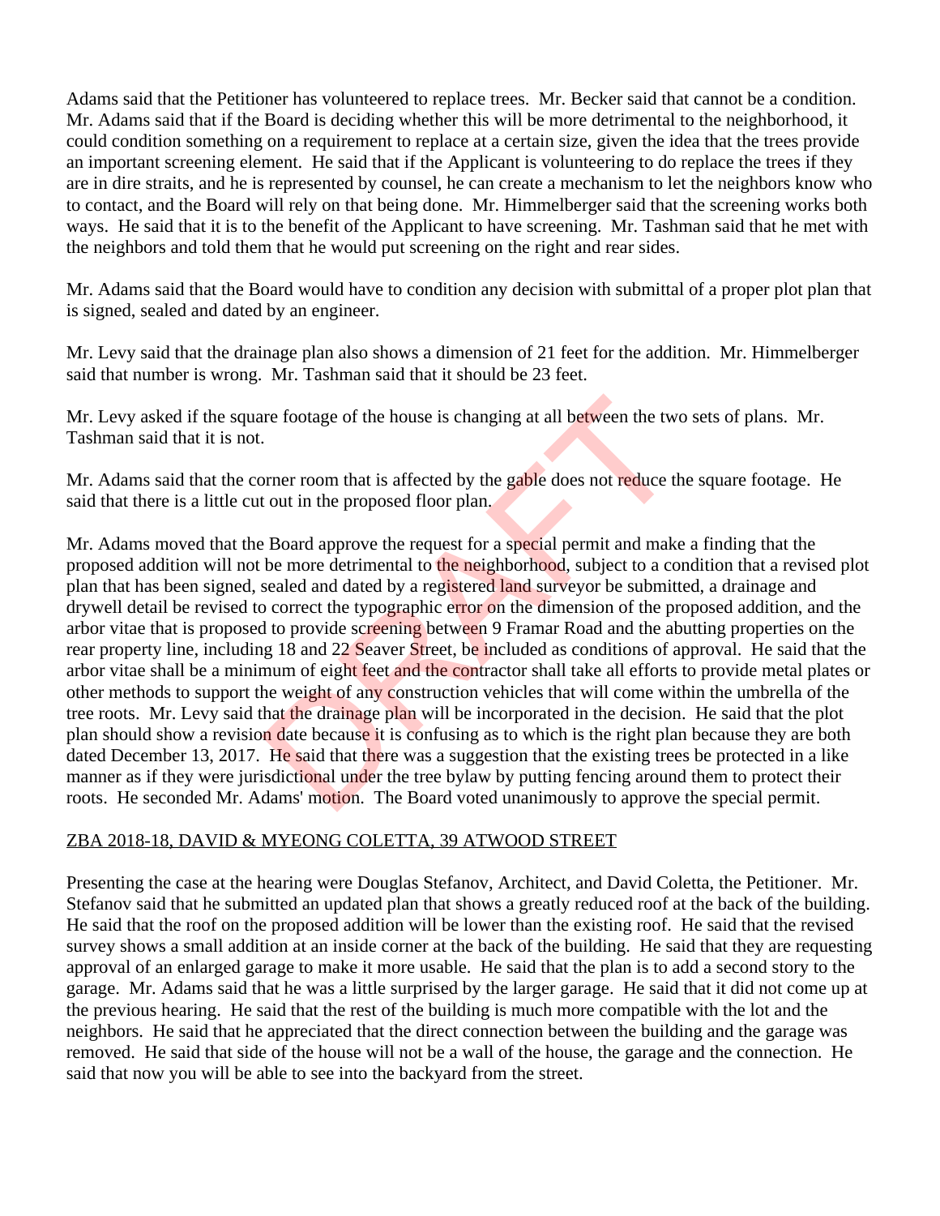Adams said that the Petitioner has volunteered to replace trees. Mr. Becker said that cannot be a condition. Mr. Adams said that if the Board is deciding whether this will be more detrimental to the neighborhood, it could condition something on a requirement to replace at a certain size, given the idea that the trees provide an important screening element. He said that if the Applicant is volunteering to do replace the trees if they are in dire straits, and he is represented by counsel, he can create a mechanism to let the neighbors know who to contact, and the Board will rely on that being done. Mr. Himmelberger said that the screening works both ways. He said that it is to the benefit of the Applicant to have screening. Mr. Tashman said that he met with the neighbors and told them that he would put screening on the right and rear sides.

Mr. Adams said that the Board would have to condition any decision with submittal of a proper plot plan that is signed, sealed and dated by an engineer.

Mr. Levy said that the drainage plan also shows a dimension of 21 feet for the addition. Mr. Himmelberger said that number is wrong. Mr. Tashman said that it should be 23 feet.

Mr. Levy asked if the square footage of the house is changing at all between the two sets of plans. Mr. Tashman said that it is not.

Mr. Adams said that the corner room that is affected by the gable does not reduce the square footage. He said that there is a little cut out in the proposed floor plan.

Mr. Adams moved that the Board approve the request for a special permit and make a finding that the proposed addition will not be more detrimental to the neighborhood, subject to a condition that a revised plot plan that has been signed, sealed and dated by a registered land surveyor be submitted, a drainage and drywell detail be revised to correct the typographic error on the dimension of the proposed addition, and the arbor vitae that is proposed to provide screening between 9 Framar Road and the abutting properties on the rear property line, including 18 and 22 Seaver Street, be included as conditions of approval. He said that the arbor vitae shall be a minimum of eight feet and the contractor shall take all efforts to provide metal plates or other methods to support the weight of any construction vehicles that will come within the umbrella of the tree roots. Mr. Levy said that the drainage plan will be incorporated in the decision. He said that the plot plan should show a revision date because it is confusing as to which is the right plan because they are both dated December 13, 2017. He said that there was a suggestion that the existing trees be protected in a like manner as if they were jurisdictional under the tree bylaw by putting fencing around them to protect their roots. He seconded Mr. Adams' motion. The Board voted unanimously to approve the special permit.

ZBA 2018-18, DAVID & MYEONG COLETTA, 39 ATWOOD STREET

Presenting the case at the hearing were Douglas Stefanov, Architect, and David Coletta, the Petitioner. Mr. Stefanov said that he submitted an updated plan that shows a greatly reduced roof at the back of the building. He said that the roof on the proposed addition will be lower than the existing roof. He said that the revised survey shows a small addition at an inside corner at the back of the building. He said that they are requesting approval of an enlarged garage to make it more usable. He said that the plan is to add a second story to the garage. Mr. Adams said that he was a little surprised by the larger garage. He said that it did not come up at the previous hearing. He said that the rest of the building is much more compatible with the lot and the neighbors. He said that he appreciated that the direct connection between the building and the garage was removed. He said that side of the house will not be a wall of the house, the garage and the connection. He said that now you will be able to see into the backyard from the street.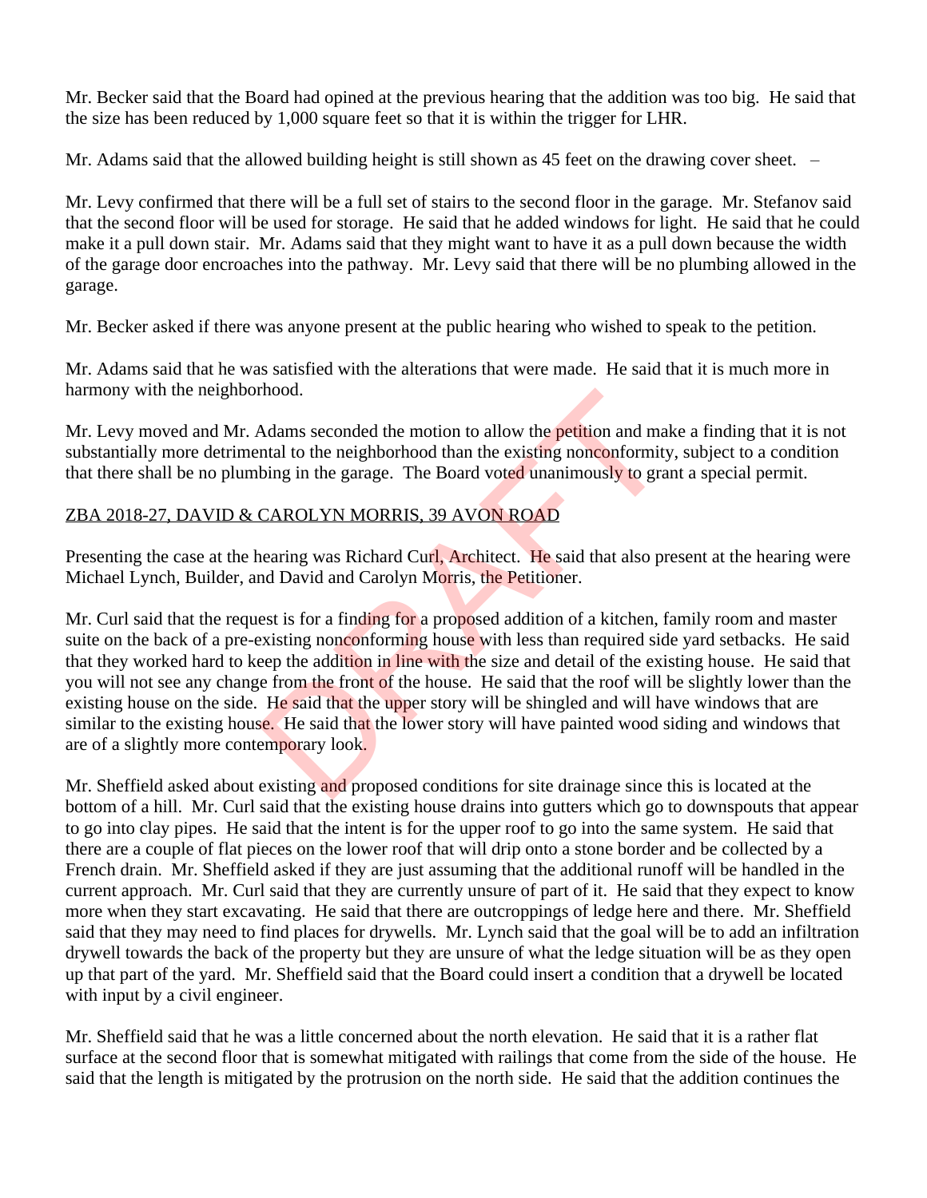Mr. Becker said that the Board had opined at the previous hearing that the addition was too big. He said that the size has been reduced by 1,000 square feet so that it is within the trigger for LHR.

Mr. Adams said that the allowed building height is still shown as 45 feet on the drawing cover sheet. –

Mr. Levy confirmed that there will be a full set of stairs to the second floor in the garage. Mr. Stefanov said that the second floor will be used for storage. He said that he added windows for light. He said that he could make it a pull down stair. Mr. Adams said that they might want to have it as a pull down because the width of the garage door encroaches into the pathway. Mr. Levy said that there will be no plumbing allowed in the garage.

Mr. Becker asked if there was anyone present at the public hearing who wished to speak to the petition.

Mr. Adams said that he was satisfied with the alterations that were made. He said that it is much more in harmony with the neighborhood.

Mr. Levy moved and Mr. Adams seconded the motion to allow the petition and make a finding that it is not substantially more detrimental to the neighborhood than the existing nonconformity, subject to a condition that there shall be no plumbing in the garage. The Board voted unanimously to grant a special permit.

ZBA 2018-27, DAVID & CAROLYN MORRIS, 39 AVON ROAD

Presenting the case at the hearing was Richard Curl, Architect. He said that also present at the hearing were Michael Lynch, Builder, and David and Carolyn Morris, the Petitioner.

Mr. Curl said that the request is for a finding for a proposed addition of a kitchen, family room and master suite on the back of a pre-existing nonconforming house with less than required side yard setbacks. He said that they worked hard to keep the addition in line with the size and detail of the existing house. He said that you will not see any change from the front of the house. He said that the roof will be slightly lower than the existing house on the side. He said that the upper story will be shingled and will have windows that are similar to the existing house. He said that the lower story will have painted wood siding and windows that are of a slightly more contemporary look.

Mr. Sheffield asked about existing and proposed conditions for site drainage since this is located at the bottom of a hill. Mr. Curl said that the existing house drains into gutters which go to downspouts that appear to go into clay pipes. He said that the intent is for the upper roof to go into the same system. He said that there are a couple of flat pieces on the lower roof that will drip onto a stone border and be collected by a French drain. Mr. Sheffield asked if they are just assuming that the additional runoff will be handled in the current approach. Mr. Curl said that they are currently unsure of part of it. He said that they expect to know more when they start excavating. He said that there are outcroppings of ledge here and there. Mr. Sheffield said that they may need to find places for drywells. Mr. Lynch said that the goal will be to add an infiltration drywell towards the back of the property but they are unsure of what the ledge situation will be as they open up that part of the yard. Mr. Sheffield said that the Board could insert a condition that a drywell be located with input by a civil engineer.

Mr. Sheffield said that he was a little concerned about the north elevation. He said that it is a rather flat surface at the second floor that is somewhat mitigated with railings that come from the side of the house. He said that the length is mitigated by the protrusion on the north side. He said that the addition continues the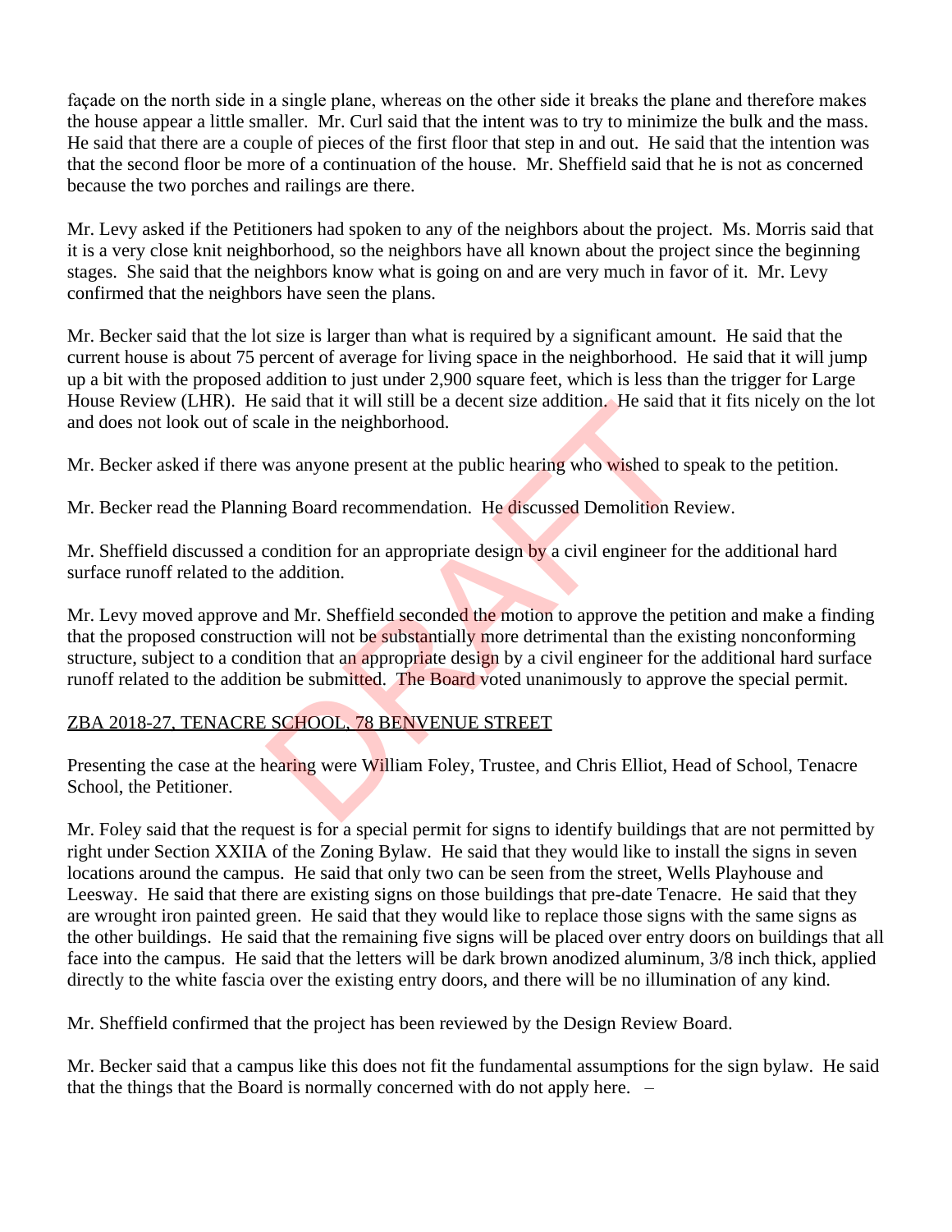façade on the north side in a single plane, whereas on the other side it breaks the plane and therefore makes the house appear a little smaller. Mr. Curl said that the intent was to try to minimize the bulk and the mass. He said that there are a couple of pieces of the first floor that step in and out. He said that the intention was that the second floor be more of a continuation of the house. Mr. Sheffield said that he is not as concerned because the two porches and railings are there.

Mr. Levy asked if the Petitioners had spoken to any of the neighbors about the project. Ms. Morris said that it is a very close knit neighborhood, so the neighbors have all known about the project since the beginning stages. She said that the neighbors know what is going on and are very much in favor of it. Mr. Levy confirmed that the neighbors have seen the plans.

Mr. Becker said that the lot size is larger than what is required by a significant amount. He said that the current house is about 75 percent of average for living space in the neighborhood. He said that it will jump up a bit with the proposed addition to just under 2,900 square feet, which is less than the trigger for Large House Review (LHR). He said that it will still be a decent size addition. He said that it fits nicely on the lot and does not look out of scale in the neighborhood.

Mr. Becker asked if there was anyone present at the public hearing who wished to speak to the petition.

Mr. Becker read the Planning Board recommendation. He discussed Demolition Review.

Mr. Sheffield discussed a condition for an appropriate design by a civil engineer for the additional hard surface runoff related to the addition.

Mr. Levy moved approve and Mr. Sheffield seconded the motion to approve the petition and make a finding that the proposed construction will not be substantially more detrimental than the existing nonconforming structure, subject to a condition that an appropriate design by a civil engineer for the additional hard surface runoff related to the addition be submitted. The Board voted unanimously to approve the special permit.

ZBA 2018-27, TENACRE SCHOOL, 78 BENVENUE STREET

Presenting the case at the hearing were William Foley, Trustee, and Chris Elliot, Head of School, Tenacre School, the Petitioner.

Mr. Foley said that the request is for a special permit for signs to identify buildings that are not permitted by right under Section XXIIA of the Zoning Bylaw. He said that they would like to install the signs in seven locations around the campus. He said that only two can be seen from the street, Wells Playhouse and Leesway. He said that there are existing signs on those buildings that pre-date Tenacre. He said that they are wrought iron painted green. He said that they would like to replace those signs with the same signs as the other buildings. He said that the remaining five signs will be placed over entry doors on buildings that all face into the campus. He said that the letters will be dark brown anodized aluminum, 3/8 inch thick, applied directly to the white fascia over the existing entry doors, and there will be no illumination of any kind.

Mr. Sheffield confirmed that the project has been reviewed by the Design Review Board.

Mr. Becker said that a campus like this does not fit the fundamental assumptions for the sign bylaw. He said that the things that the Board is normally concerned with do not apply here. –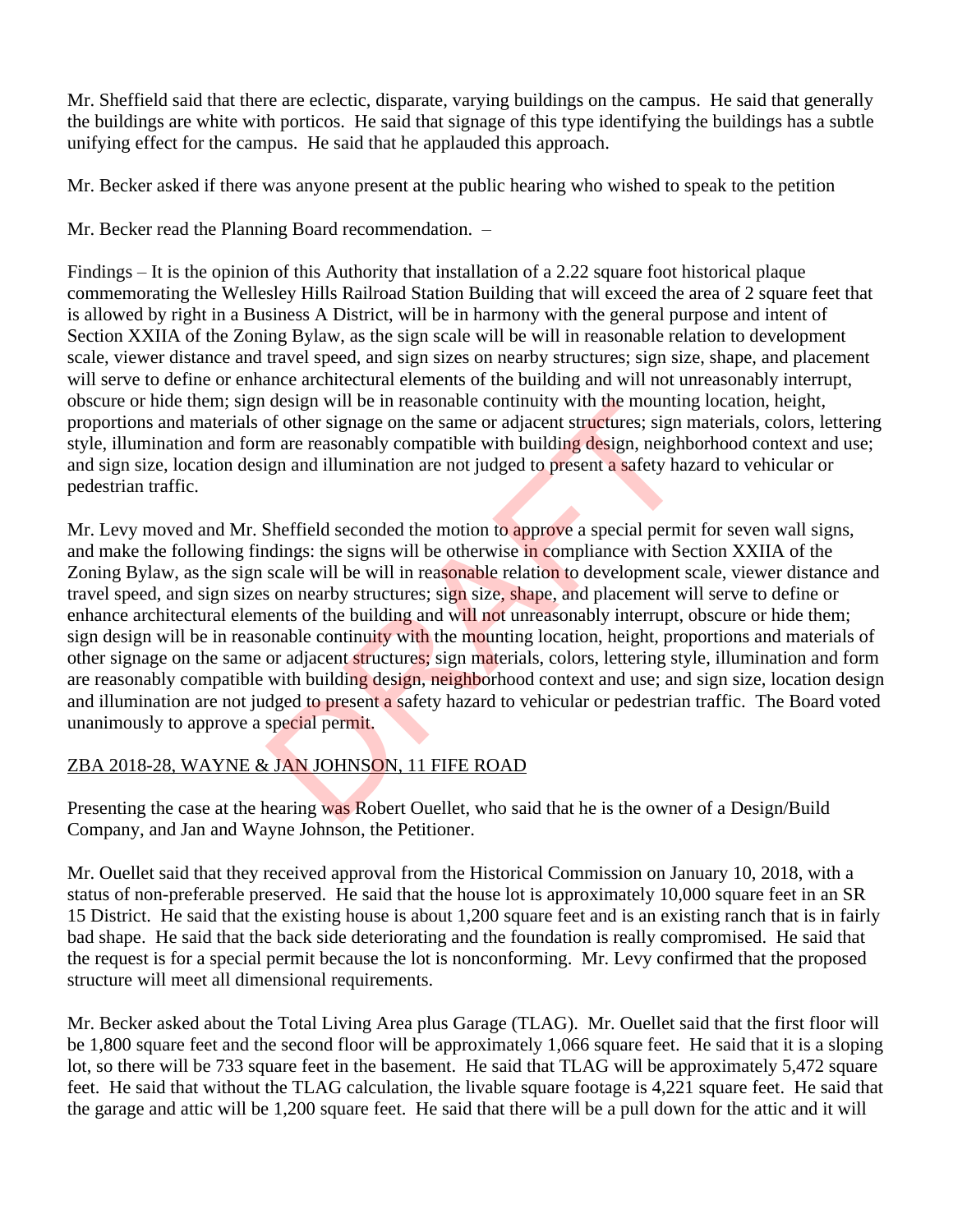Mr. Sheffield said that there are eclectic, disparate, varying buildings on the campus. He said that generally the buildings are white with porticos. He said that signage of this type identifying the buildings has a subtle unifying effect for the campus. He said that he applauded this approach.

Mr. Becker asked if there was anyone present at the public hearing who wished to speak to the petition

Mr. Becker read the Planning Board recommendation. –

Findings – It is the opinion of this Authority that installation of a 2.22 square foot historical plaque commemorating the Wellesley Hills Railroad Station Building that will exceed the area of 2 square feet that is allowed by right in a Business A District, will be in harmony with the general purpose and intent of Section XXIIA of the Zoning Bylaw, as the sign scale will be will in reasonable relation to development scale, viewer distance and travel speed, and sign sizes on nearby structures; sign size, shape, and placement will serve to define or enhance architectural elements of the building and will not unreasonably interrupt, obscure or hide them; sign design will be in reasonable continuity with the mounting location, height, proportions and materials of other signage on the same or adjacent structures; sign materials, colors, lettering style, illumination and form are reasonably compatible with building design, neighborhood context and use; and sign size, location design and illumination are not judged to present a safety hazard to vehicular or pedestrian traffic.

Mr. Levy moved and Mr. Sheffield seconded the motion to approve a special permit for seven wall signs, and make the following findings: the signs will be otherwise in compliance with Section XXIIA of the Zoning Bylaw, as the sign scale will be will in reasonable relation to development scale, viewer distance and travel speed, and sign sizes on nearby structures; sign size, shape, and placement will serve to define or enhance architectural elements of the building and will not unreasonably interrupt, obscure or hide them; sign design will be in reasonable continuity with the mounting location, height, proportions and materials of other signage on the same or adjacent structures; sign materials, colors, lettering style, illumination and form are reasonably compatible with building design, neighborhood context and use; and sign size, location design and illumination are not judged to present a safety hazard to vehicular or pedestrian traffic. The Board voted unanimously to approve a special permit.

ZBA 2018-28, WAYNE & JAN JOHNSON, 11 FIFE ROAD

Presenting the case at the hearing was Robert Ouellet, who said that he is the owner of a Design/Build Company, and Jan and Wayne Johnson, the Petitioner.

Mr. Ouellet said that they received approval from the Historical Commission on January 10, 2018, with a status of non-preferable preserved. He said that the house lot is approximately 10,000 square feet in an SR 15 District. He said that the existing house is about 1,200 square feet and is an existing ranch that is in fairly bad shape. He said that the back side deteriorating and the foundation is really compromised. He said that the request is for a special permit because the lot is nonconforming. Mr. Levy confirmed that the proposed structure will meet all dimensional requirements.

Mr. Becker asked about the Total Living Area plus Garage (TLAG). Mr. Ouellet said that the first floor will be 1,800 square feet and the second floor will be approximately 1,066 square feet. He said that it is a sloping lot, so there will be 733 square feet in the basement. He said that TLAG will be approximately 5,472 square feet. He said that without the TLAG calculation, the livable square footage is 4,221 square feet. He said that the garage and attic will be 1,200 square feet. He said that there will be a pull down for the attic and it will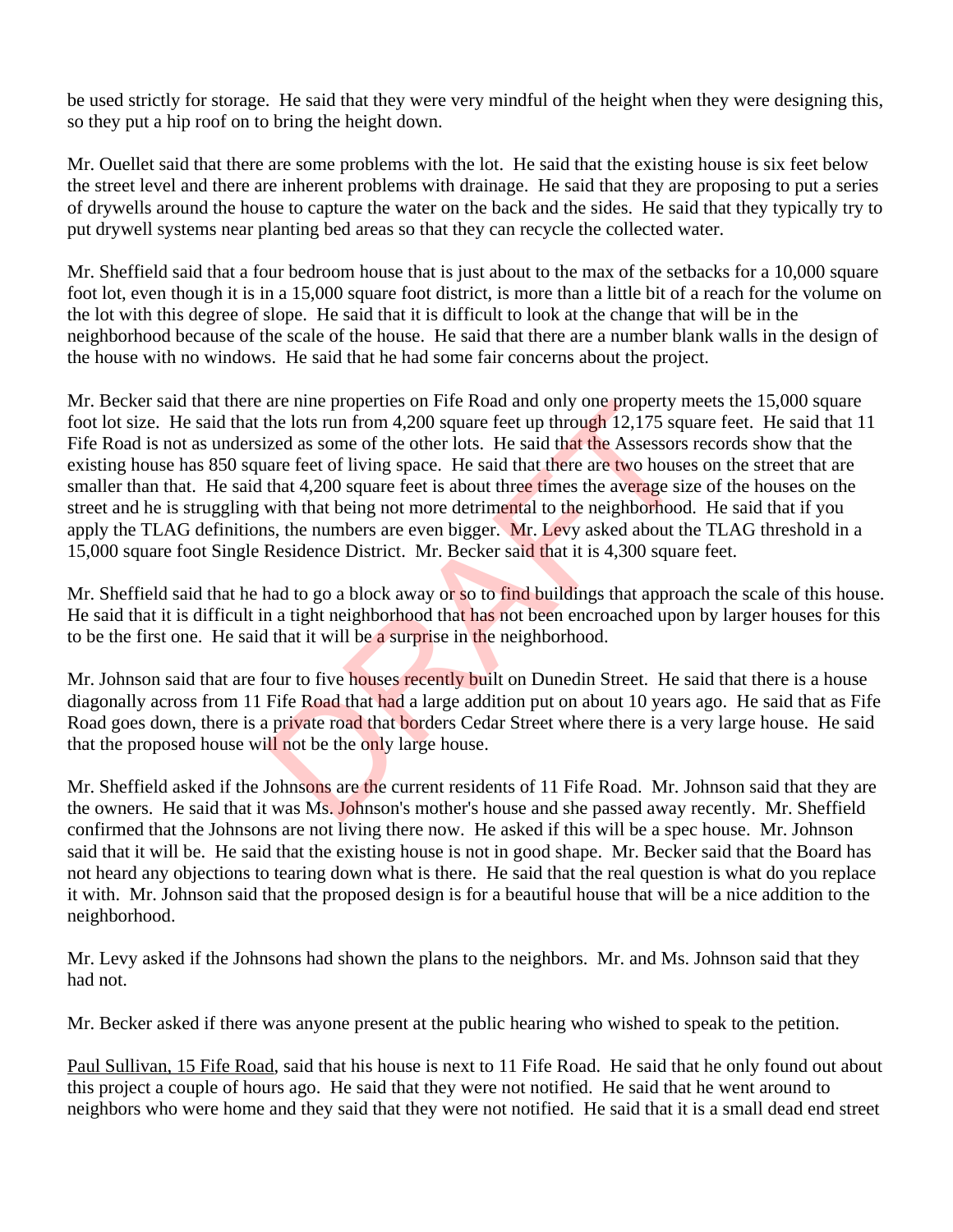be used strictly for storage. He said that they were very mindful of the height when they were designing this, so they put a hip roof on to bring the height down.

Mr. Ouellet said that there are some problems with the lot. He said that the existing house is six feet below the street level and there are inherent problems with drainage. He said that they are proposing to put a series of drywells around the house to capture the water on the back and the sides. He said that they typically try to put drywell systems near planting bed areas so that they can recycle the collected water.

Mr. Sheffield said that a four bedroom house that is just about to the max of the setbacks for a 10,000 square foot lot, even though it is in a 15,000 square foot district, is more than a little bit of a reach for the volume on the lot with this degree of slope. He said that it is difficult to look at the change that will be in the neighborhood because of the scale of the house. He said that there are a number blank walls in the design of the house with no windows. He said that he had some fair concerns about the project.

Mr. Becker said that there are nine properties on Fife Road and only one property meets the 15,000 square foot lot size. He said that the lots run from 4,200 square feet up through 12,175 square feet. He said that 11 Fife Road is not as undersized as some of the other lots. He said that the Assessors records show that the existing house has 850 square feet of living space. He said that there are two houses on the street that are smaller than that. He said that 4,200 square feet is about three times the average size of the houses on the street and he is struggling with that being not more detrimental to the neighborhood. He said that if you apply the TLAG definitions, the numbers are even bigger. Mr. Levy asked about the TLAG threshold in a 15,000 square foot Single Residence District. Mr. Becker said that it is 4,300 square feet.

Mr. Sheffield said that he had to go a block away or so to find buildings that approach the scale of this house. He said that it is difficult in a tight neighborhood that has not been encroached upon by larger houses for this to be the first one. He said that it will be a surprise in the neighborhood.

Mr. Johnson said that are four to five houses recently built on Dunedin Street. He said that there is a house diagonally across from 11 Fife Road that had a large addition put on about 10 years ago. He said that as Fife Road goes down, there is a private road that borders Cedar Street where there is a very large house. He said that the proposed house will not be the only large house.

Mr. Sheffield asked if the Johnsons are the current residents of 11 Fife Road. Mr. Johnson said that they are the owners. He said that it was Ms. Johnson's mother's house and she passed away recently. Mr. Sheffield confirmed that the Johnsons are not living there now. He asked if this will be a spec house. Mr. Johnson said that it will be. He said that the existing house is not in good shape. Mr. Becker said that the Board has not heard any objections to tearing down what is there. He said that the real question is what do you replace it with. Mr. Johnson said that the proposed design is for a beautiful house that will be a nice addition to the neighborhood.

Mr. Levy asked if the Johnsons had shown the plans to the neighbors. Mr. and Ms. Johnson said that they had not.

Mr. Becker asked if there was anyone present at the public hearing who wished to speak to the petition.

<u>Paul Sullivan, 15 Fife Road</u>, said that his house is next to 11 Fife Road. He said that he only found out about this project a couple of hours ago. He said that they were not notified. He said that he went around to neighbors who were home and they said that they were not notified. He said that it is a small dead end street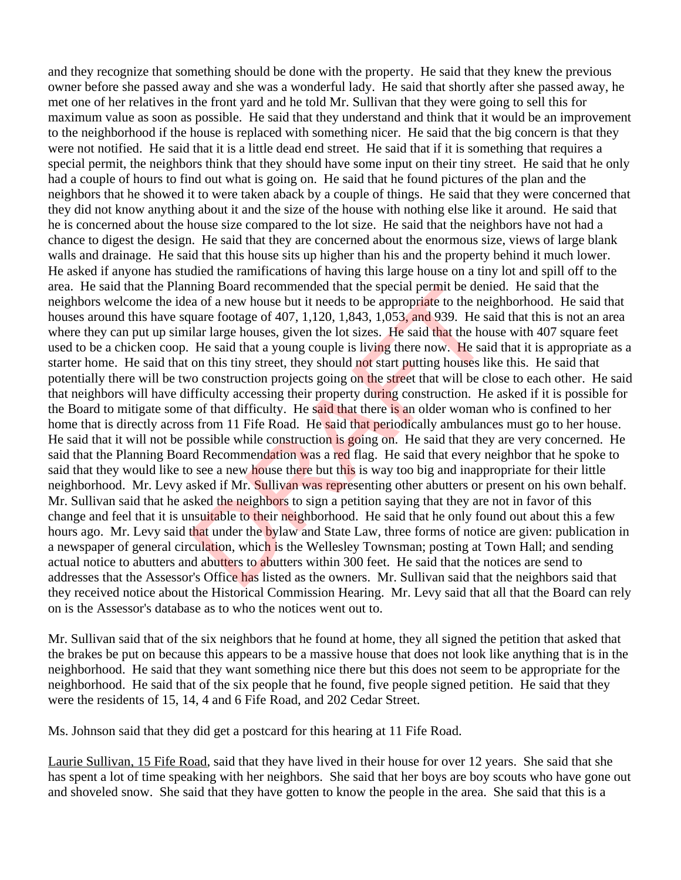and they recognize that something should be done with the property. He said that they knew the previous owner before she passed away and she was a wonderful lady. He said that shortly after she passed away, he met one of her relatives in the front yard and he told Mr. Sullivan that they were going to sell this for maximum value as soon as possible. He said that they understand and think that it would be an improvement to the neighborhood if the house is replaced with something nicer. He said that the big concern is that they were not notified. He said that it is a little dead end street. He said that if it is something that requires a special permit, the neighbors think that they should have some input on their tiny street. He said that he only had a couple of hours to find out what is going on. He said that he found pictures of the plan and the neighbors that he showed it to were taken aback by a couple of things. He said that they were concerned that they did not know anything about it and the size of the house with nothing else like it around. He said that he is concerned about the house size compared to the lot size. He said that the neighbors have not had a chance to digest the design. He said that they are concerned about the enormous size, views of large blank walls and drainage. He said that this house sits up higher than his and the property behind it much lower. He asked if anyone has studied the ramifications of having this large house on a tiny lot and spill off to the area. He said that the Planning Board recommended that the special permit be denied. He said that the neighbors welcome the idea of a new house but it needs to be appropriate to the neighborhood. He said that houses around this have square footage of 407, 1,120, 1,843, 1,053, and 939. He said that this is not an area where they can put up similar large houses, given the lot sizes. He said that the house with 407 square feet used to be a chicken coop. He said that a young couple is living there now. He said that it is appropriate as a starter home. He said that on this tiny street, they should not start putting houses like this. He said that potentially there will be two construction projects going on the street that will be close to each other. He said that neighbors will have difficulty accessing their property during construction. He asked if it is possible for the Board to mitigate some of that difficulty. He said that there is an older woman who is confined to her home that is directly across from 11 Fife Road. He said that periodically ambulances must go to her house. He said that it will not be possible while construction is going on. He said that they are very concerned. He said that the Planning Board Recommendation was a red flag. He said that every neighbor that he spoke to said that they would like to see a new house there but this is way too big and inappropriate for their little neighborhood. Mr. Levy asked if Mr. Sullivan was representing other abutters or present on his own behalf. Mr. Sullivan said that he asked the neighbors to sign a petition saying that they are not in favor of this change and feel that it is unsuitable to their neighborhood. He said that he only found out about this a few hours ago. Mr. Levy said that under the bylaw and State Law, three forms of notice are given: publication in a newspaper of general circulation, which is the Wellesley Townsman; posting at Town Hall; and sending actual notice to abutters and abutters to abutters within 300 feet. He said that the notices are send to addresses that the Assessor's Office has listed as the owners. Mr. Sullivan said that the neighbors said that they received notice about the Historical Commission Hearing. Mr. Levy said that all that the Board can rely on is the Assessor's database as to who the notices went out to.

Mr. Sullivan said that of the six neighbors that he found at home, they all signed the petition that asked that the brakes be put on because this appears to be a massive house that does not look like anything that is in the neighborhood. He said that they want something nice there but this does not seem to be appropriate for the neighborhood. He said that of the six people that he found, five people signed petition. He said that they were the residents of 15, 14, 4 and 6 Fife Road, and 202 Cedar Street.

Ms. Johnson said that they did get a postcard for this hearing at 11 Fife Road.

Laurie Sullivan, 15 Fife Road, said that they have lived in their house for over 12 years. She said that she has spent a lot of time speaking with her neighbors. She said that her boys are boy scouts who have gone out and shoveled snow. She said that they have gotten to know the people in the area. She said that this is a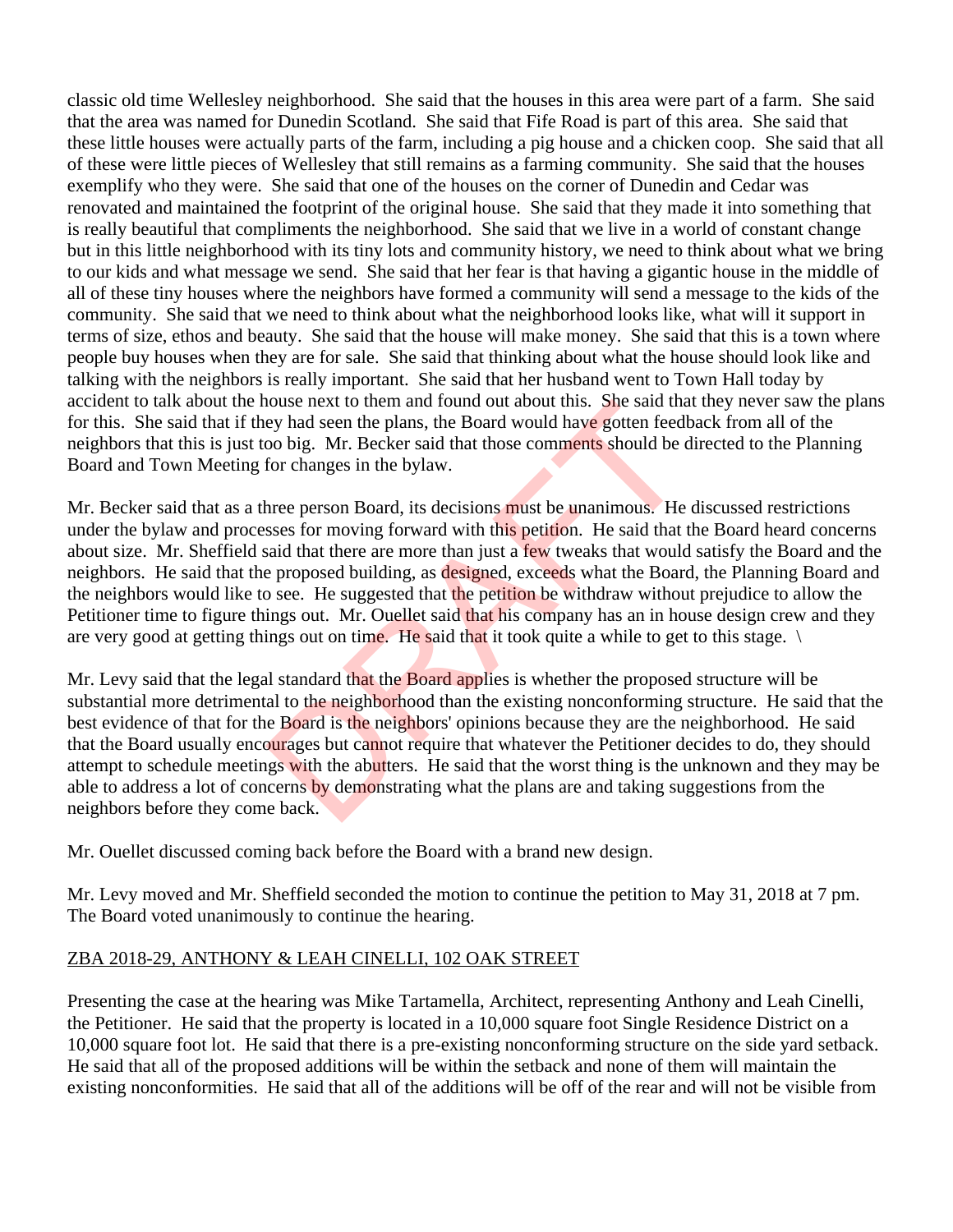classic old time Wellesley neighborhood. She said that the houses in this area were part of a farm. She said that the area was named for Dunedin Scotland. She said that Fife Road is part of this area. She said that these little houses were actually parts of the farm, including a pig house and a chicken coop. She said that all of these were little pieces of Wellesley that still remains as a farming community. She said that the houses exemplify who they were. She said that one of the houses on the corner of Dunedin and Cedar was renovated and maintained the footprint of the original house. She said that they made it into something that is really beautiful that compliments the neighborhood. She said that we live in a world of constant change but in this little neighborhood with its tiny lots and community history, we need to think about what we bring to our kids and what message we send. She said that her fear is that having a gigantic house in the middle of all of these tiny houses where the neighbors have formed a community will send a message to the kids of the community. She said that we need to think about what the neighborhood looks like, what will it support in terms of size, ethos and beauty. She said that the house will make money. She said that this is a town where people buy houses when they are for sale. She said that thinking about what the house should look like and talking with the neighbors is really important. She said that her husband went to Town Hall today by accident to talk about the house next to them and found out about this. She said that they never saw the plans for this. She said that if they had seen the plans, the Board would have gotten feedback from all of the neighbors that this is just too big. Mr. Becker said that those comments should be directed to the Planning Board and Town Meeting for changes in the bylaw.

Mr. Becker said that as a three person Board, its decisions must be unanimous. He discussed restrictions under the bylaw and processes for moving forward with this petition. He said that the Board heard concerns about size. Mr. Sheffield said that there are more than just a few tweaks that would satisfy the Board and the neighbors. He said that the proposed building, as designed, exceeds what the Board, the Planning Board and the neighbors would like to see. He suggested that the petition be withdraw without prejudice to allow the Petitioner time to figure things out. Mr. Ouellet said that his company has an in house design crew and they are very good at getting things out on time. He said that it took quite a while to get to this stage. \

Mr. Levy said that the legal standard that the Board applies is whether the proposed structure will be substantial more detrimental to the neighborhood than the existing nonconforming structure. He said that the best evidence of that for the Board is the neighbors' opinions because they are the neighborhood. He said that the Board usually encourages but cannot require that whatever the Petitioner decides to do, they should attempt to schedule meetings with the abutters. He said that the worst thing is the unknown and they may be able to address a lot of concerns by demonstrating what the plans are and taking suggestions from the neighbors before they come back.

Mr. Ouellet discussed coming back before the Board with a brand new design.

Mr. Levy moved and Mr. Sheffield seconded the motion to continue the petition to May 31, 2018 at 7 pm. The Board voted unanimously to continue the hearing.

ZBA 2018-29, ANTHONY & LEAH CINELLI, 102 OAK STREET

Presenting the case at the hearing was Mike Tartamella, Architect, representing Anthony and Leah Cinelli, the Petitioner. He said that the property is located in a 10,000 square foot Single Residence District on a 10,000 square foot lot. He said that there is a pre-existing nonconforming structure on the side yard setback. He said that all of the proposed additions will be within the setback and none of them will maintain the existing nonconformities. He said that all of the additions will be off of the rear and will not be visible from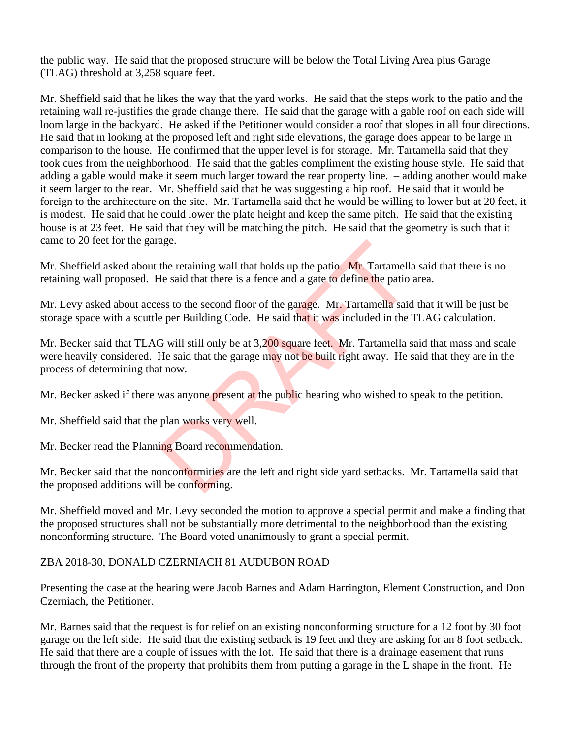the public way. He said that the proposed structure will be below the Total Living Area plus Garage (TLAG) threshold at 3,258 square feet.

Mr. Sheffield said that he likes the way that the yard works. He said that the steps work to the patio and the retaining wall re-justifies the grade change there. He said that the garage with a gable roof on each side will loom large in the backyard. He asked if the Petitioner would consider a roof that slopes in all four directions. He said that in looking at the proposed left and right side elevations, the garage does appear to be large in comparison to the house. He confirmed that the upper level is for storage. Mr. Tartamella said that they took cues from the neighborhood. He said that the gables compliment the existing house style. He said that adding a gable would make it seem much larger toward the rear property line. – adding another would make it seem larger to the rear. Mr. Sheffield said that he was suggesting a hip roof. He said that it would be foreign to the architecture on the site. Mr. Tartamella said that he would be willing to lower but at 20 feet, it is modest. He said that he could lower the plate height and keep the same pitch. He said that the existing house is at 23 feet. He said that they will be matching the pitch. He said that the geometry is such that it came to 20 feet for the garage.

Mr. Sheffield asked about the retaining wall that holds up the patio. Mr. Tartamella said that there is no retaining wall proposed. He said that there is a fence and a gate to define the patio area.

Mr. Levy asked about access to the second floor of the garage. Mr. Tartamella said that it will be just be storage space with a scuttle per Building Code. He said that it was included in the TLAG calculation.

Mr. Becker said that TLAG will still only be at 3,200 square feet. Mr. Tartamella said that mass and scale were heavily considered. He said that the garage may not be built right away. He said that they are in the process of determining that now.

Mr. Becker asked if there was anyone present at the public hearing who wished to speak to the petition.

Mr. Sheffield said that the plan works very well.

Mr. Becker read the Planning Board recommendation.

Mr. Becker said that the nonconformities are the left and right side yard setbacks. Mr. Tartamella said that the proposed additions will be conforming.

Mr. Sheffield moved and Mr. Levy seconded the motion to approve a special permit and make a finding that the proposed structures shall not be substantially more detrimental to the neighborhood than the existing nonconforming structure. The Board voted unanimously to grant a special permit.

ZBA 2018-30, DONALD CZERNIACH 81 AUDUBON ROAD

Presenting the case at the hearing were Jacob Barnes and Adam Harrington, Element Construction, and Don Czerniach, the Petitioner.

Mr. Barnes said that the request is for relief on an existing nonconforming structure for a 12 foot by 30 foot garage on the left side. He said that the existing setback is 19 feet and they are asking for an 8 foot setback. He said that there are a couple of issues with the lot. He said that there is a drainage easement that runs through the front of the property that prohibits them from putting a garage in the L shape in the front. He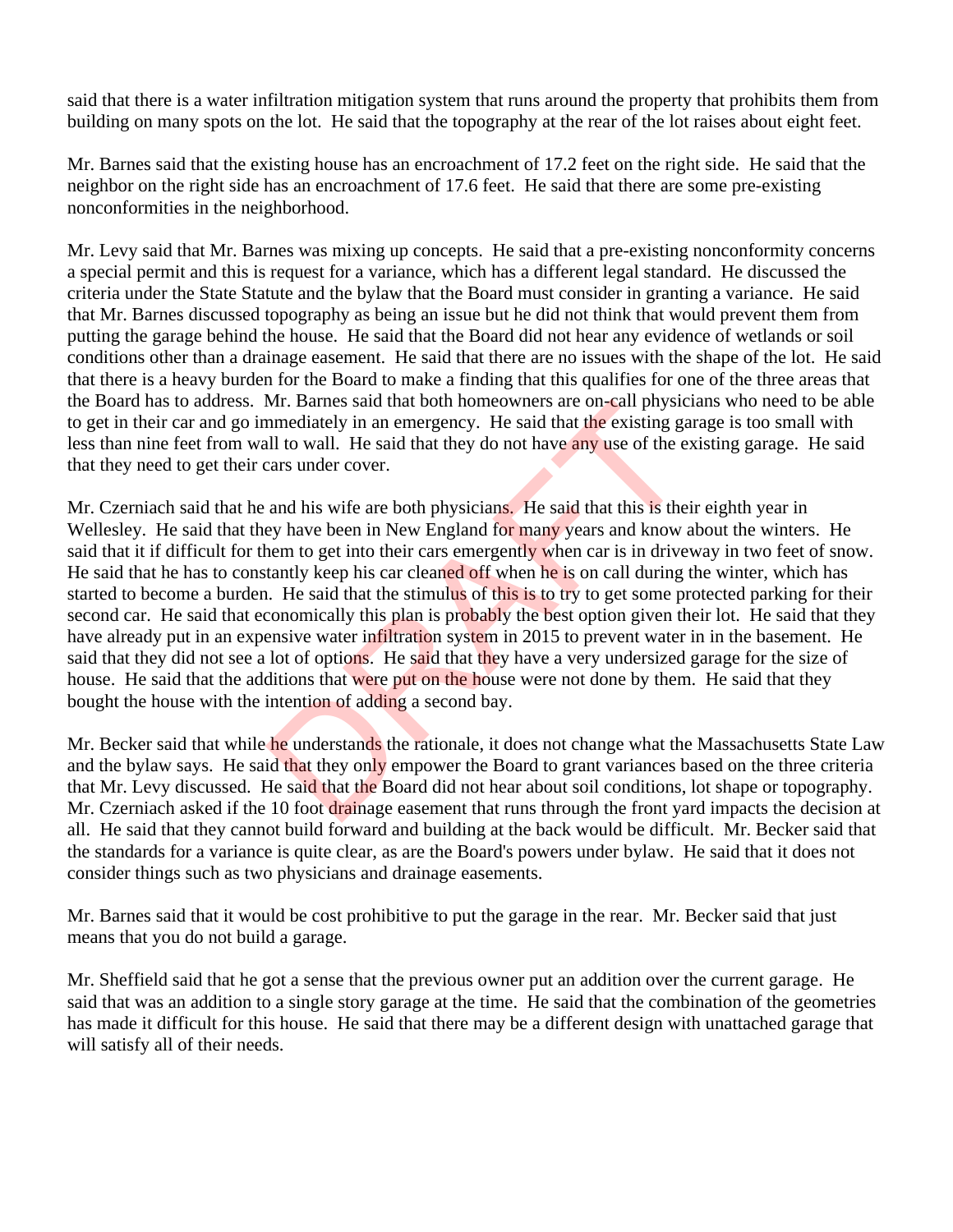said that there is a water infiltration mitigation system that runs around the property that prohibits them from building on many spots on the lot. He said that the topography at the rear of the lot raises about eight feet.

Mr. Barnes said that the existing house has an encroachment of 17.2 feet on the right side. He said that the neighbor on the right side has an encroachment of 17.6 feet. He said that there some pre-existing nonconformities in the neighborhood.

Mr. Levy said that Mr. Barnes was mixing up concepts. He said that a pre-existing nonconformity concerns a special permit and this is request for a variance, which has a different legal standard. He discussed the criteria under the State Statute and the bylaw that the Board must consider in granting a variance. He said that Mr. Barnes discussed topography as being an issue but he did not think that would prevent them from putting the garage behind the house. He said that the Board did not hear any evidence of wetlands or soil conditions other than a drainage easement. He said that there are no issues with the shape of the lot. He said that there is a heavy burden for the Board to make a finding that this qualifies for one of the three areas that the Board has to address. Mr. Barnes said that both homeowners are on-call physicians who need to be able to get in their car and go immediately in an emergency. He said that the existing garage is too small with less than nine feet from wall to wall. He said that they do not have any use of the existing garage. He said that they need to get their cars under cover.

Mr. Czerniach said that he and his wife are both physicians. He said that this is their eighth year in Wellesley. He said that they have been in New England for many years and know about the winters. He said that it if difficult for them to get into their cars emergently when car is in driveway in two feet of snow. He said that he has to constantly keep his car cleaned off when he is on call during the winter, which has started to become a burden. He said that the stimulus of this is to try to get some protected parking for their second car. He said that economically this plan is probably the best option given their lot. He said that they have already put in an expensive water infiltration system in 2015 to prevent water in in the basement. He said that they did not see a lot of options. He said that they have a very undersized garage for the size of house. He said that the additions that were put on the house were not done by them. He said that they bought the house with the intention of adding a second bay.

Mr. Becker said that while he understands the rationale, it does not change what the Massachusetts State Law and the bylaw says. He said that they only empower the Board to grant variances based on the three criteria that Mr. Levy discussed. He said that the Board did not hear about soil conditions, lot shape or topography. Mr. Czerniach asked if the 10 foot drainage easement that runs through the front yard impacts the decision at all. He said that they cannot build forward and building at the back would be difficult. Mr. Becker said that the standards for a variance is quite clear, as are the Board's powers under bylaw. He said that it does not consider things such as two physicians and drainage easements.

Mr. Barnes said that it would be cost prohibitive to put the garage in the rear. Mr. Becker said that just means that you do not build a garage.

Mr. Sheffield said that he got a sense that the previous owner put an addition over the current garage. He said that was an addition to a single story garage at the time. He said that the combination of the geometries has made it difficult for this house. He said that there may be a different design with unattached garage that will satisfy all of their needs.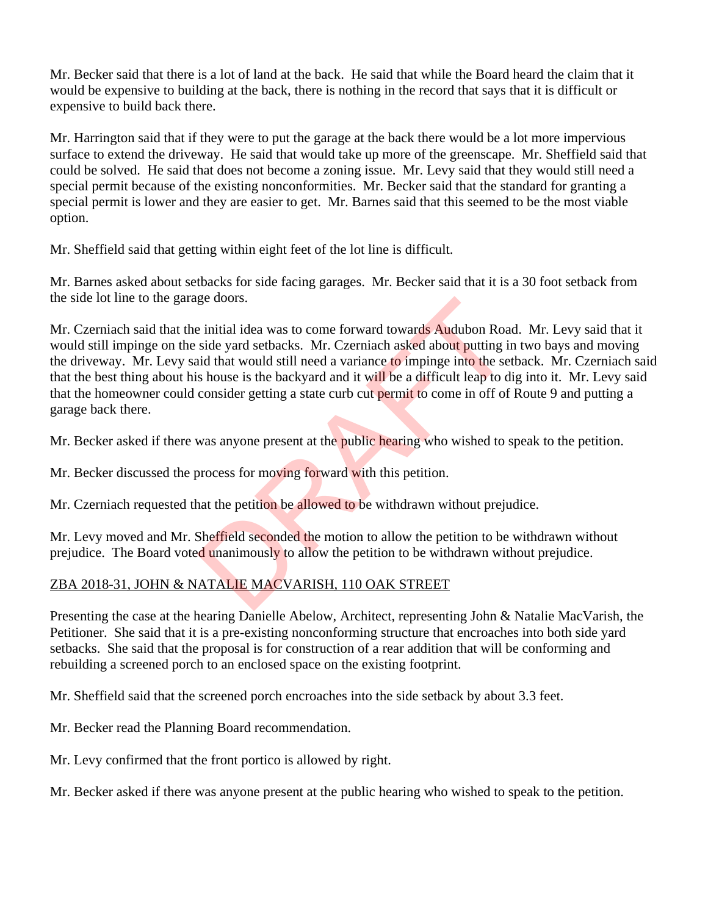Mr. Becker said that there is a lot of land at the back. He said that while the Board heard the claim that it would be expensive to building at the back, there is nothing in the record that says that it is difficult or expensive to build back there.

Mr. Harrington said that if they were to put the garage at the back there would be a lot more impervious surface to extend the driveway. He said that would take up more of the greenscape. Mr. Sheffield said that could be solved. He said that does not become a zoning issue. Mr. Levy said that they would still need a special permit because of the existing nonconformities. Mr. Becker said that the standard for granting a special permit is lower and they are easier to get. Mr. Barnes said that this seemed to be the most viable option.

Mr. Sheffield said that getting within eight feet of the lot line is difficult.

Mr. Barnes asked about setbacks for side facing garages. Mr. Becker said that it is a 30 foot setback from the side lot line to the garage doors.

Mr. Czerniach said that the initial idea was to come forward towards Audubon Road. Mr. Levy said that it would still impinge on the side yard setbacks. Mr. Czerniach asked about putting in two bays and moving the driveway. Mr. Levy said that would still need a variance to impinge into the setback. Mr. Czerniach said that the best thing about his house is the backyard and it will be a difficult leap to dig into it. Mr. Levy said that the homeowner could consider getting a state curb cut permit to come in off of Route 9 and putting a garage back there.

Mr. Becker asked if there was anyone present at the public hearing who wished to speak to the petition.

Mr. Becker discussed the process for moving forward with this petition.

Mr. Czerniach requested that the petition be allowed to be withdrawn without prejudice.

Mr. Levy moved and Mr. Sheffield seconded the motion to allow the petition to be withdrawn without prejudice. The Board voted unanimously to allow the petition to be withdrawn without prejudice.

ZBA 2018-31, JOHN & NATALIE MACVARISH, 110 OAK STREET

Presenting the case at the hearing Danielle Abelow, Architect, representing John & Natalie MacVarish, the Petitioner. She said that it is a pre-existing nonconforming structure that encroaches into both side yard setbacks. She said that the proposal is for construction of a rear addition that will be conforming and rebuilding a screened porch to an enclosed space on the existing footprint.

Mr. Sheffield said that the screened porch encroaches into the side setback by about 3.3 feet.

Mr. Becker read the Planning Board recommendation.

Mr. Levy confirmed that the front portico is allowed by right.

Mr. Becker asked if there was anyone present at the public hearing who wished to speak to the petition.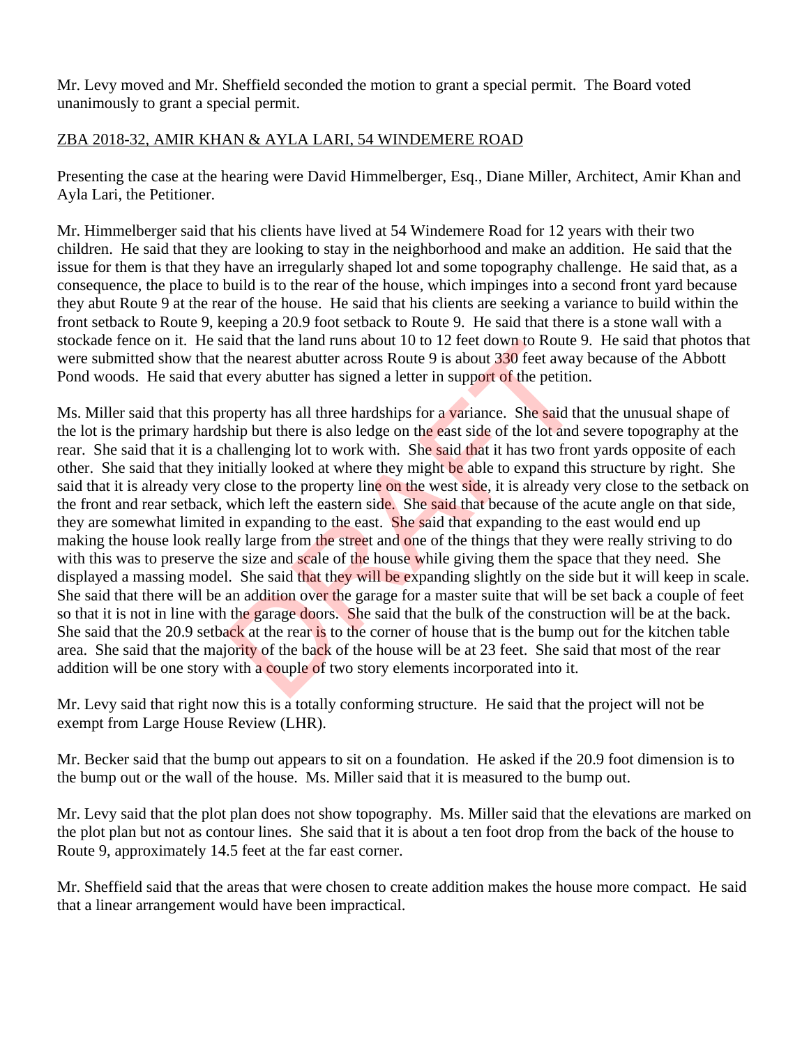Mr. Levy moved and Mr. Sheffield seconded the motion to grant a special permit. The Board voted unanimously to grant a special permit.

ZBA 2018-32, AMIR KHAN & AYLA LARI, 54 WINDEMERE ROAD

Presenting the case at the hearing were David Himmelberger, Esq., Diane Miller, Architect, Amir Khan and Ayla Lari, the Petitioner.

Mr. Himmelberger said that his clients have lived at 54 Windemere Road for 12 years with their two children. He said that they are looking to stay in the neighborhood and make an addition. He said that the issue for them is that they have an irregularly shaped lot and some topography challenge. He said that, as a consequence, the place to build is to the rear of the house, which impinges into a second front yard because they abut Route 9 at the rear of the house. He said that his clients are seeking a variance to build within the front setback to Route 9, keeping a 20.9 foot setback to Route 9. He said that there is a stone wall with a stockade fence on it. He said that the land runs about 10 to 12 feet down to Route 9. He said that photos that were submitted show that the nearest abutter across Route 9 is about 330 feet away because of the Abbott Pond woods. He said that every abutter has signed a letter in support of the petition.

Ms. Miller said that this property has all three hardships for a variance. She said that the unusual shape of the lot is the primary hardship but there is also ledge on the east side of the lot and severe topography at the rear. She said that it is a challenging lot to work with. She said that it has two front yards opposite of each other. She said that they initially looked at where they might be able to expand this structure by right. She said that it is already very close to the property line on the west side, it is already very close to the setback on the front and rear setback, which left the eastern side. She said that because of the acute angle on that side, they are somewhat limited in expanding to the east. She said that expanding to the east would end up making the house look really large from the street and one of the things that they were really striving to do with this was to preserve the size and scale of the house while giving them the space that they need. She displayed a massing model. She said that they will be expanding slightly on the side but it will keep in scale. She said that there will be an addition over the garage for a master suite that will be set back a couple of feet so that it is not in line with the garage doors. She said that the bulk of the construction will be at the back. She said that the 20.9 setback at the rear is to the corner of house that is the bump out for the kitchen table area. She said that the majority of the back of the house will be at 23 feet. She said that most of the rear addition will be one story with a couple of two story elements incorporated into it.

Mr. Levy said that right now this is a totally conforming structure. He said that the project will not be exempt from Large House Review (LHR).

Mr. Becker said that the bump out appears to sit on a foundation. He asked if the 20.9 foot dimension is to the bump out or the wall of the house. Ms. Miller said that it is measured to the bump out.

Mr. Levy said that the plot plan does not show topography. Ms. Miller said that the elevations are marked on the plot plan but not as contour lines. She said that it is about a ten foot drop from the back of the house to Route 9, approximately 14.5 feet at the far east corner.

Mr. Sheffield said that the areas that were chosen to create addition makes the house more compact. He said that a linear arrangement would have been impractical.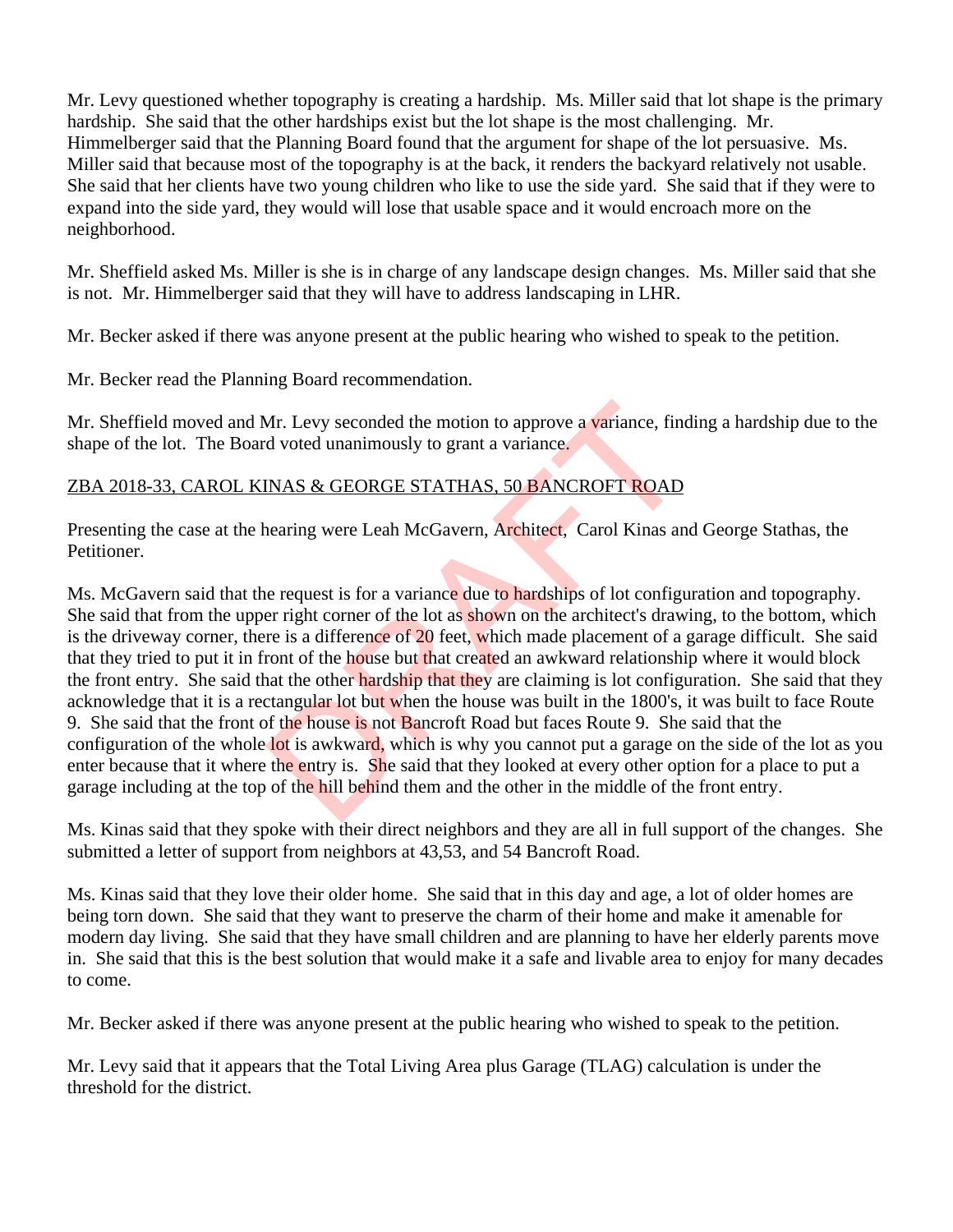Mr. Levy questioned whether topography is creating a hardship. Ms. Miller said that lot shape is the primary hardship. She said that the other hardships exist but the lot shape is the most challenging. Mr. Himmelberger said that the Planning Board found that the argument for shape of the lot persuasive. Ms. Miller said that because most of the topography is at the back, it renders the backyard relatively not usable. She said that her clients have two young children who like to use the side yard. She said that if they were to expand into the side yard, they would will lose that usable space and it would encroach more on the neighborhood.

Mr. Sheffield asked Ms. Miller is she is in charge of any landscape design changes. Ms. Miller said that she is not. Mr. Himmelberger said that they will have to address landscaping in LHR.

Mr. Becker asked if there was anyone present at the public hearing who wished to speak to the petition.

Mr. Becker read the Planning Board recommendation.

Mr. Sheffield moved and Mr. Levy seconded the motion to approve a variance, finding a hardship due to the shape of the lot. The Board voted unanimously to grant a variance.

ZBA 2018-33, CAROL KINAS & GEORGE STATHAS, 50 BANCROFT ROAD

Presenting the case at the hearing were Leah McGavern, Architect, Carol Kinas and George Stathas, the Petitioner.

Ms. McGavern said that the request is for a variance due to hardships of lot configuration and topography. She said that from the upper right corner of the lot as shown on the architect's drawing, to the bottom, which is the driveway corner, there is a difference of 20 feet, which made placement of a garage difficult. She said that they tried to put it in front of the house but that created an awkward relationship where it would block the front entry. She said that the other hardship that they are claiming is lot configuration. She said that they acknowledge that it is a rectangular lot but when the house was built in the 1800's, it was built to face Route 9. She said that the front of the house is not Bancroft Road but faces Route 9. She said that the configuration of the whole lot is awkward, which is why you cannot put a garage on the side of the lot as you enter because that it where the entry is. She said that they looked at every other option for a place to put a garage including at the top of the hill behind them and the other in the middle of the front entry.

Ms. Kinas said that they spoke with their direct neighbors and they are all in full support of the changes. She submitted a letter of support from neighbors at 43,53, and 54 Bancroft Road.

Ms. Kinas said that they love their older home. She said that in this day and age, a lot of older homes are being torn down. She said that they want to preserve the charm of their home and make it amenable for modern day living. She said that they have small children and are planning to have her elderly parents move in. She said that this is the best solution that would make it a safe and livable area to enjoy for many decades to come.

Mr. Becker asked if there was anyone present at the public hearing who wished to speak to the petition.

Mr. Levy said that it appears that the Total Living Area plus Garage (TLAG) calculation is under the threshold for the district.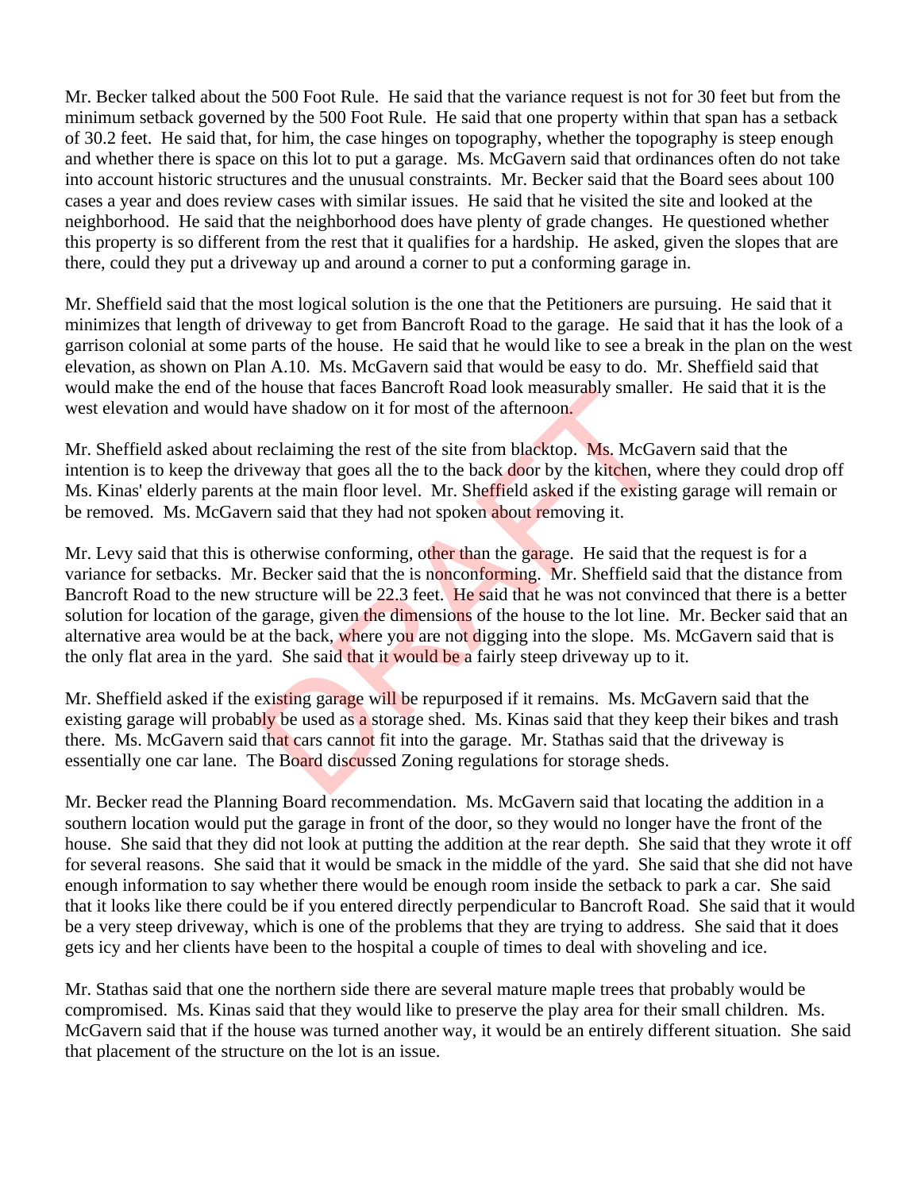Mr. Becker talked about the 500 Foot Rule. He said that the variance request is not for 30 feet but from the minimum setback governed by the 500 Foot Rule. He said that one property within that span has a setback of 30.2 feet. He said that, for him, the case hinges on topography, whether the topography is steep enough and whether there is space on this lot to put a garage. Ms. McGavern said that ordinances often do not take into account historic structures and the unusual constraints. Mr. Becker said that the Board sees about 100 cases a year and does review cases with similar issues. He said that he visited the site and looked at the neighborhood. He said that the neighborhood does have plenty of grade changes. He questioned whether this property is so different from the rest that it qualifies for a hardship. He asked, given the slopes that are there, could they put a driveway up and around a corner to put a conforming garage in.

Mr. Sheffield said that the most logical solution is the one that the Petitioners are pursuing. He said that it minimizes that length of driveway to get from Bancroft Road to the garage. He said that it has the look of a garrison colonial at some parts of the house. He said that he would like to see a break in the plan on the west elevation, as shown on Plan A.10. Ms. McGavern said that would be easy to do. Mr. Sheffield said that would make the end of the house that faces Bancroft Road look measurably smaller. He said that it is the west elevation and would have shadow on it for most of the afternoon.

Mr. Sheffield asked about reclaiming the rest of the site from blacktop. Ms. McGavern said that the intention is to keep the driveway that goes all the to the back door by the kitchen, where they could drop off Ms. Kinas' elderly parents at the main floor level. Mr. Sheffield asked if the existing garage will remain or be removed. Ms. McGavern said that they had not spoken about removing it.

Mr. Levy said that this is otherwise conforming, other than the garage. He said that the request is for a variance for setbacks. Mr. Becker said that the is nonconforming. Mr. Sheffield said that the distance from Bancroft Road to the new structure will be 22.3 feet. He said that he was not convinced that there is a better solution for location of the garage, given the dimensions of the house to the lot line. Mr. Becker said that an alternative area would be at the back, where you are not digging into the slope. Ms. McGavern said that is the only flat area in the yard. She said that it would be a fairly steep driveway up to it.

Mr. Sheffield asked if the existing garage will be repurposed if it remains. Ms. McGavern said that the existing garage will probably be used as a storage shed. Ms. Kinas said that they keep their bikes and trash there. Ms. McGavern said that cars cannot fit into the garage. Mr. Stathas said that the driveway is essentially one car lane. The Board discussed Zoning regulations for storage sheds.

Mr. Becker read the Planning Board recommendation. Ms. McGavern said that locating the addition in a southern location would put the garage in front of the door, so they would no longer have the front of the house. She said that they did not look at putting the addition at the rear depth. She said that they wrote it off for several reasons. She said that it would be smack in the middle of the yard. She said that she did not have enough information to say whether there would be enough room inside the setback to park a car. She said that it looks like there could be if you entered directly perpendicular to Bancroft Road. She said that it would be a very steep driveway, which is one of the problems that they are trying to address. She said that it does gets icy and her clients have been to the hospital a couple of times to deal with shoveling and ice.

Mr. Stathas said that one the northern side there are several mature maple trees that probably would be compromised. Ms. Kinas said that they would like to preserve the play area for their small children. Ms. McGavern said that if the house was turned another way, it would be an entirely different situation. She said that placement of the structure on the lot is an issue.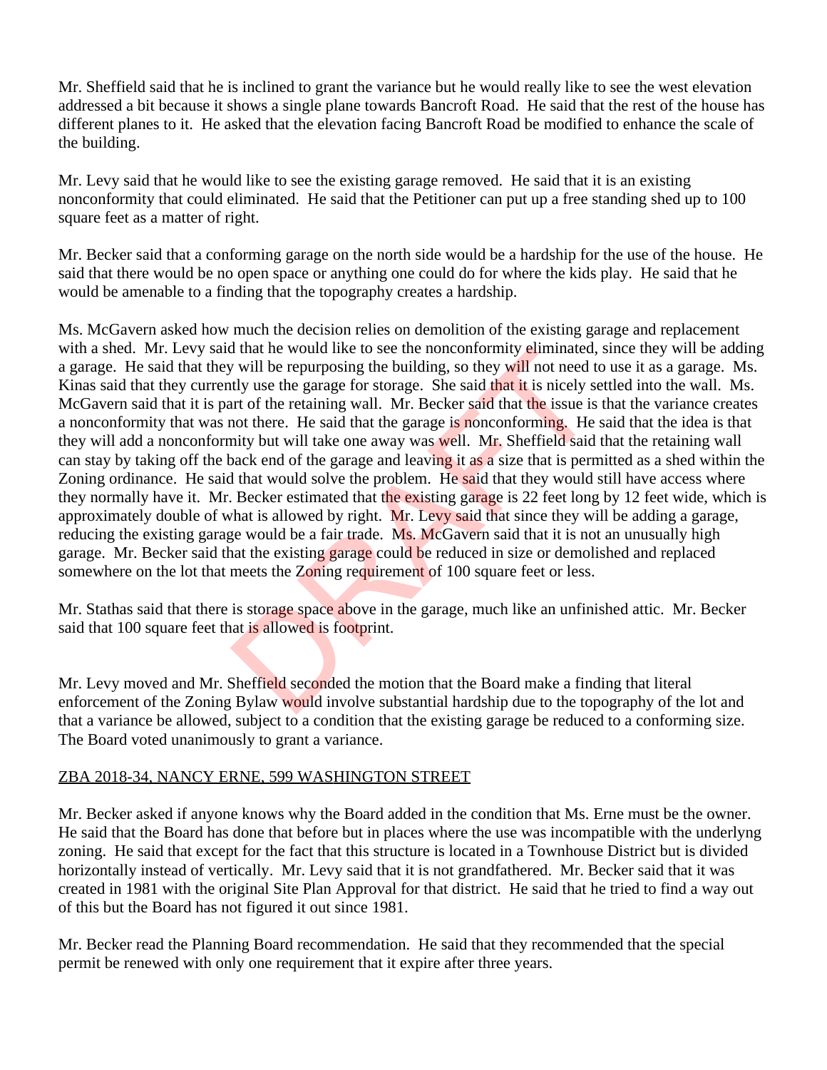Mr. Sheffield said that he is inclined to grant the variance but he would really like to see the west elevation addressed a bit because it shows a single plane towards Bancroft Road. He said that the rest of the house has different planes to it. He asked that the elevation facing Bancroft Road be modified to enhance the scale of the building.

Mr. Levy said that he would like to see the existing garage removed. He said that it is an existing nonconformity that could eliminated. He said that the Petitioner can put up a free standing shed up to 100 square feet as a matter of right.

Mr. Becker said that a conforming garage on the north side would be a hardship for the use of the house. He said that there would be no open space or anything one could do for where the kids play. He said that he would be amenable to a finding that the topography creates a hardship.

Ms. McGavern asked how much the decision relies on demolition of the existing garage and replacement with a shed. Mr. Levy said that he would like to see the nonconformity eliminated, since they will be adding a garage. He said that they will be repurposing the building, so they will not need to use it as a garage. Ms. Kinas said that they currently use the garage for storage. She said that it is nicely settled into the wall. Ms. McGavern said that it is part of the retaining wall. Mr. Becker said that the issue is that the variance creates a nonconformity that was not there. He said that the garage is nonconforming. He said that the idea is that they will add a nonconformity but will take one away was well. Mr. Sheffield said that the retaining wall can stay by taking off the back end of the garage and leaving it as a size that is permitted as a shed within the Zoning ordinance. He said that would solve the problem. He said that they would still have access where they normally have it. Mr. Becker estimated that the existing garage is 22 feet long by 12 feet wide, which is approximately double of what is allowed by right. Mr. Levy said that since they will be adding a garage, reducing the existing garage would be a fair trade. Ms. McGavern said that it is not an unusually high garage. Mr. Becker said that the existing garage could be reduced in size or demolished and replaced somewhere on the lot that meets the Zoning requirement of 100 square feet or less.

Mr. Stathas said that there is storage space above in the garage, much like an unfinished attic. Mr. Becker said that 100 square feet that is allowed is footprint.

Mr. Levy moved and Mr. Sheffield seconded the motion that the Board make a finding that literal enforcement of the Zoning Bylaw would involve substantial hardship due to the topography of the lot and that a variance be allowed, subject to a condition that the existing garage be reduced to a conforming size. The Board voted unanimously to grant a variance.

ZBA 2018-34, NANCY ERNE, 599 WASHINGTON STREET

Mr. Becker asked if anyone knows why the Board added in the condition that Ms. Erne must be the owner. He said that the Board has done that before but in places where the use was incompatible with the underlyng zoning. He said that except for the fact that this structure is located in a Townhouse District but is divided horizontally instead of vertically. Mr. Levy said that it is not grandfathered. Mr. Becker said that it was created in 1981 with the original Site Plan Approval for that district. He said that he tried to find a way out of this but the Board has not figured it out since 1981.

Mr. Becker read the Planning Board recommendation. He said that they recommended that the special permit be renewed with only one requirement that it expire after three years.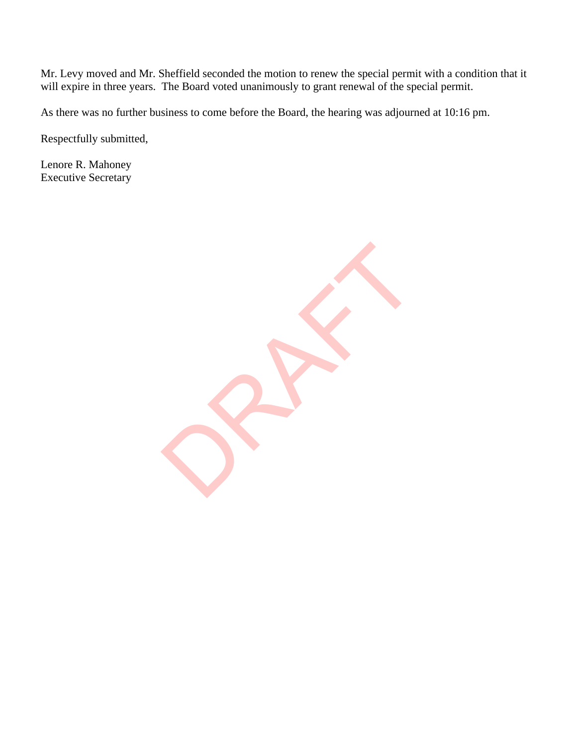Mr. Levy moved and Mr. Sheffield seconded the motion to renew the special permit with a condition that it will expire in three years. The Board voted unanimously to grant renewal of the special permit.

As there was no further business to come before the Board, the hearing was adjourned at 10:16 pm.

Respectfully submitted,

Lenore R. Mahoney
Executive Secretary

DRAFT